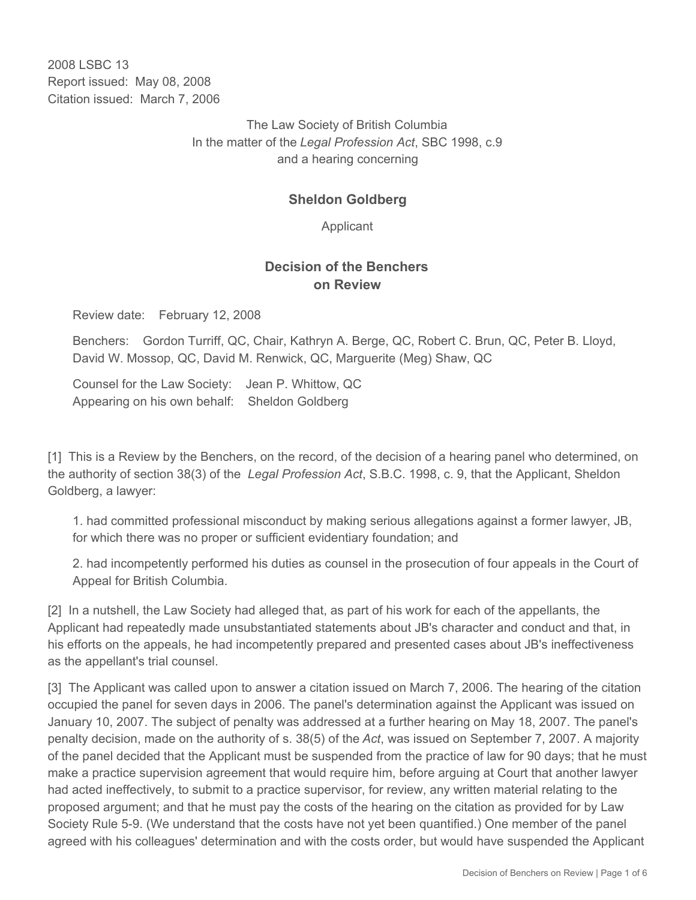2008 LSBC 13
Report issued: May 08, 2008
Citation issued: March 7, 2006

The Law Society of British Columbia
In the matter of the *Legal Profession Act*, SBC 1998, c.9
and a hearing concerning

**Sheldon Goldberg**

Applicant

## Decision of the Benchers on Review

Review date: February 12, 2008

Benchers: Gordon Turriff, QC, Chair, Kathryn A. Berge, QC, Robert C. Brun, QC, Peter B. Lloyd, David W. Mossop, QC, David M. Renwick, QC, Marguerite (Meg) Shaw, QC

Counsel for the Law Society: Jean P. Whittow, QC
Appearing on his own behalf: Sheldon Goldberg

[1] This is a Review by the Benchers, on the record, of the decision of a hearing panel who determined, on the authority of section 38(3) of the *Legal Profession Act*, S.B.C. 1998, c. 9, that the Applicant, Sheldon Goldberg, a lawyer:

1. had committed professional misconduct by making serious allegations against a former lawyer, JB, for which there was no proper or sufficient evidentiary foundation; and

2. had incompetently performed his duties as counsel in the prosecution of four appeals in the Court of Appeal for British Columbia.

[2] In a nutshell, the Law Society had alleged that, as part of his work for each of the appellants, the Applicant had repeatedly made unsubstantiated statements about JB's character and conduct and that, in his efforts on the appeals, he had incompetently prepared and presented cases about JB's ineffectiveness as the appellant's trial counsel.

[3] The Applicant was called upon to answer a citation issued on March 7, 2006. The hearing of the citation occupied the panel for seven days in 2006. The panel's determination against the Applicant was issued on January 10, 2007. The subject of penalty was addressed at a further hearing on May 18, 2007. The panel's penalty decision, made on the authority of s. 38(5) of the *Act*, was issued on September 7, 2007. A majority of the panel decided that the Applicant must be suspended from the practice of law for 90 days; that he must make a practice supervision agreement that would require him, before arguing at Court that another lawyer had acted ineffectively, to submit to a practice supervisor, for review, any written material relating to the proposed argument; and that he must pay the costs of the hearing on the citation as provided for by Law Society Rule 5-9. (We understand that the costs have not yet been quantified.) One member of the panel agreed with his colleagues' determination and with the costs order, but would have suspended the Applicant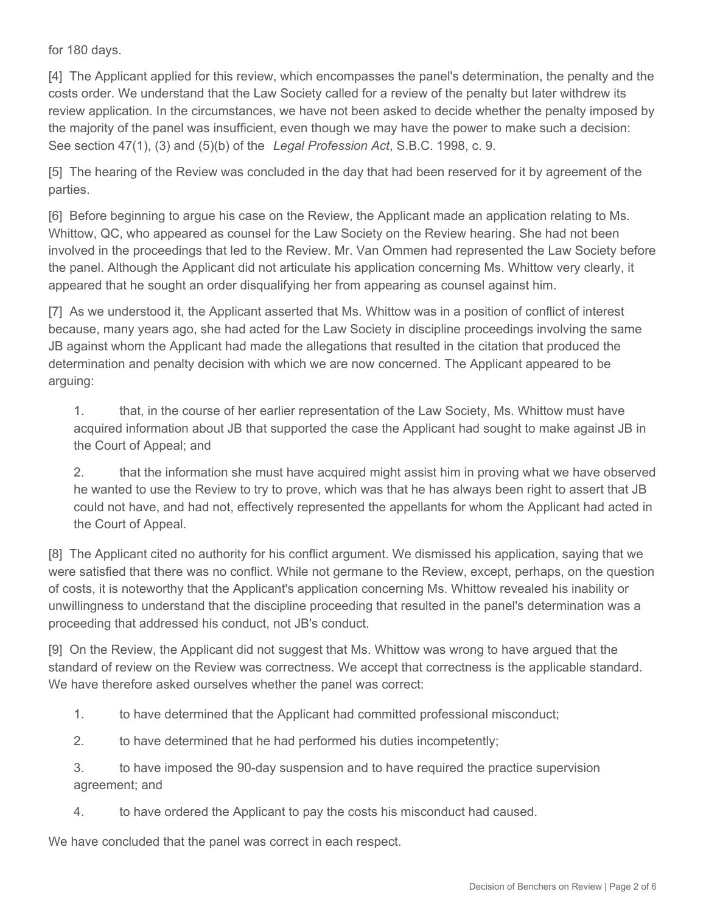for 180 days.

[4] The Applicant applied for this review, which encompasses the panel's determination, the penalty and the costs order. We understand that the Law Society called for a review of the penalty but later withdrew its review application. In the circumstances, we have not been asked to decide whether the penalty imposed by the majority of the panel was insufficient, even though we may have the power to make such a decision: See section 47(1), (3) and (5)(b) of the *Legal Profession Act*, S.B.C. 1998, c. 9.

[5] The hearing of the Review was concluded in the day that had been reserved for it by agreement of the parties.

[6] Before beginning to argue his case on the Review, the Applicant made an application relating to Ms. Whittow, QC, who appeared as counsel for the Law Society on the Review hearing. She had not been involved in the proceedings that led to the Review. Mr. Van Ommen had represented the Law Society before the panel. Although the Applicant did not articulate his application concerning Ms. Whittow very clearly, it appeared that he sought an order disqualifying her from appearing as counsel against him.

[7] As we understood it, the Applicant asserted that Ms. Whittow was in a position of conflict of interest because, many years ago, she had acted for the Law Society in discipline proceedings involving the same JB against whom the Applicant had made the allegations that resulted in the citation that produced the determination and penalty decision with which we are now concerned. The Applicant appeared to be arguing:

1. that, in the course of her earlier representation of the Law Society, Ms. Whittow must have acquired information about JB that supported the case the Applicant had sought to make against JB in the Court of Appeal; and

2. that the information she must have acquired might assist him in proving what we have observed he wanted to use the Review to try to prove, which was that he has always been right to assert that JB could not have, and had not, effectively represented the appellants for whom the Applicant had acted in the Court of Appeal.

[8] The Applicant cited no authority for his conflict argument. We dismissed his application, saying that we were satisfied that there was no conflict. While not germane to the Review, except, perhaps, on the question of costs, it is noteworthy that the Applicant's application concerning Ms. Whittow revealed his inability or unwillingness to understand that the discipline proceeding that resulted in the panel's determination was a proceeding that addressed his conduct, not JB's conduct.

[9] On the Review, the Applicant did not suggest that Ms. Whittow was wrong to have argued that the standard of review on the Review was correctness. We accept that correctness is the applicable standard. We have therefore asked ourselves whether the panel was correct:

1. to have determined that the Applicant had committed professional misconduct;

2. to have determined that he had performed his duties incompetently;

3. to have imposed the 90-day suspension and to have required the practice supervision agreement; and

4. to have ordered the Applicant to pay the costs his misconduct had caused.

We have concluded that the panel was correct in each respect.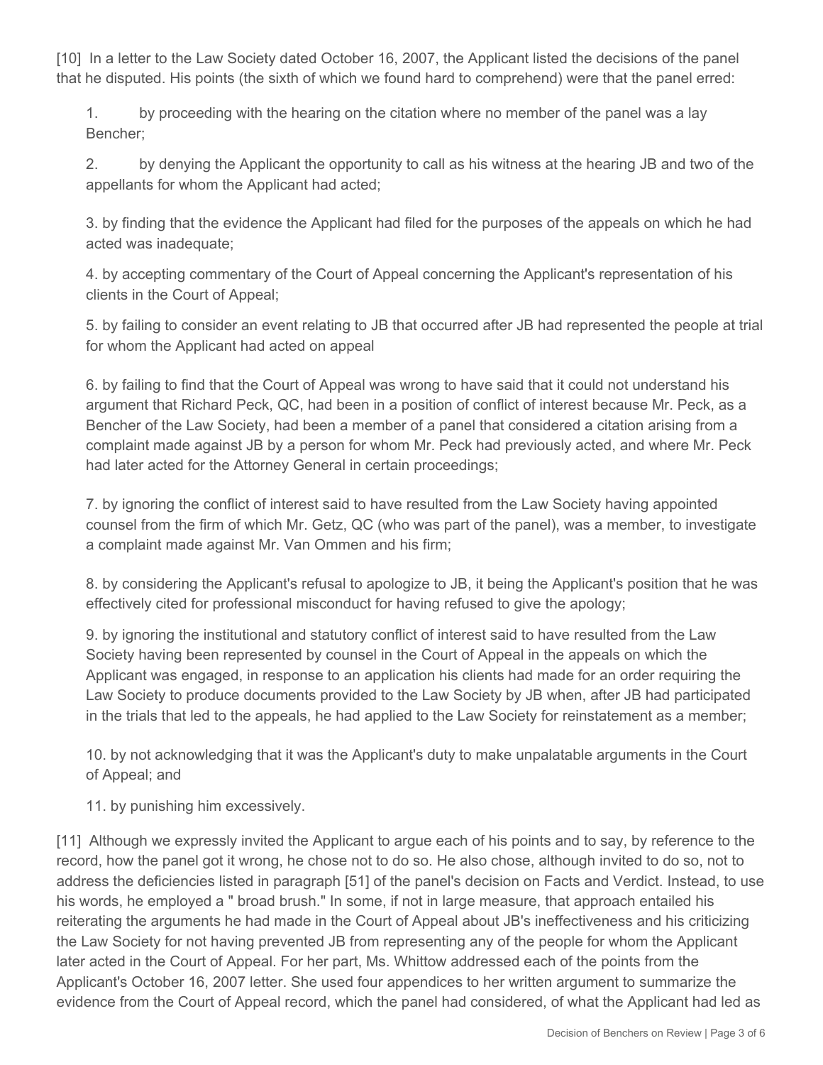[10] In a letter to the Law Society dated October 16, 2007, the Applicant listed the decisions of the panel that he disputed. His points (the sixth of which we found hard to comprehend) were that the panel erred:

1. by proceeding with the hearing on the citation where no member of the panel was a lay Bencher;

2. by denying the Applicant the opportunity to call as his witness at the hearing JB and two of the appellants for whom the Applicant had acted;

3. by finding that the evidence the Applicant had filed for the purposes of the appeals on which he had acted was inadequate;

4. by accepting commentary of the Court of Appeal concerning the Applicant's representation of his clients in the Court of Appeal;

5. by failing to consider an event relating to JB that occurred after JB had represented the people at trial for whom the Applicant had acted on appeal

6. by failing to find that the Court of Appeal was wrong to have said that it could not understand his argument that Richard Peck, QC, had been in a position of conflict of interest because Mr. Peck, as a Bencher of the Law Society, had been a member of a panel that considered a citation arising from a complaint made against JB by a person for whom Mr. Peck had previously acted, and where Mr. Peck had later acted for the Attorney General in certain proceedings;

7. by ignoring the conflict of interest said to have resulted from the Law Society having appointed counsel from the firm of which Mr. Getz, QC (who was part of the panel), was a member, to investigate a complaint made against Mr. Van Ommen and his firm;

8. by considering the Applicant's refusal to apologize to JB, it being the Applicant's position that he was effectively cited for professional misconduct for having refused to give the apology;

9. by ignoring the institutional and statutory conflict of interest said to have resulted from the Law Society having been represented by counsel in the Court of Appeal in the appeals on which the Applicant was engaged, in response to an application his clients had made for an order requiring the Law Society to produce documents provided to the Law Society by JB when, after JB had participated in the trials that led to the appeals, he had applied to the Law Society for reinstatement as a member;

10. by not acknowledging that it was the Applicant's duty to make unpalatable arguments in the Court of Appeal; and

11. by punishing him excessively.

[11] Although we expressly invited the Applicant to argue each of his points and to say, by reference to the record, how the panel got it wrong, he chose not to do so. He also chose, although invited to do so, not to address the deficiencies listed in paragraph [51] of the panel's decision on Facts and Verdict. Instead, to use his words, he employed a " broad brush." In some, if not in large measure, that approach entailed his reiterating the arguments he had made in the Court of Appeal about JB's ineffectiveness and his criticizing the Law Society for not having prevented JB from representing any of the people for whom the Applicant later acted in the Court of Appeal. For her part, Ms. Whittow addressed each of the points from the Applicant's October 16, 2007 letter. She used four appendices to her written argument to summarize the evidence from the Court of Appeal record, which the panel had considered, of what the Applicant had led as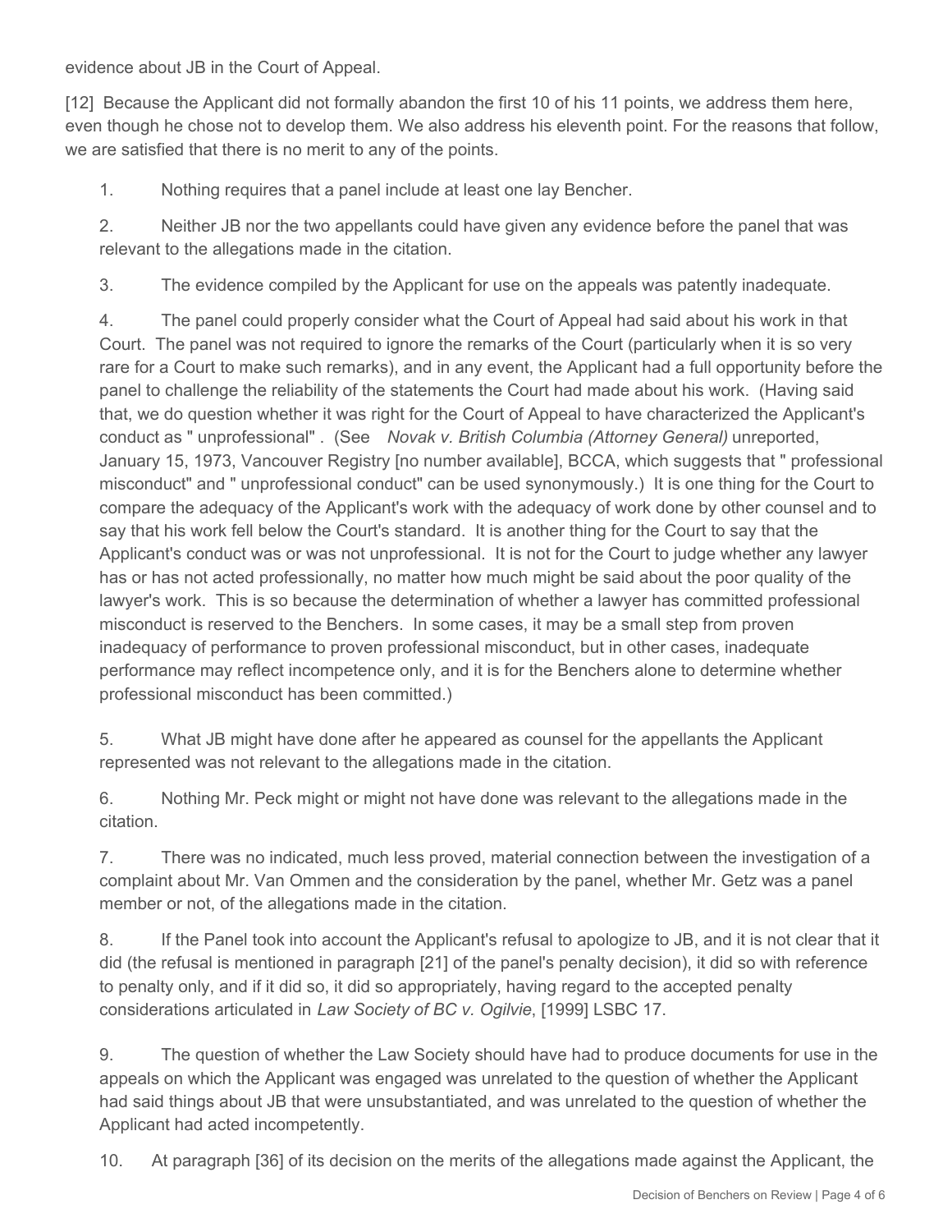evidence about JB in the Court of Appeal.

[12] Because the Applicant did not formally abandon the first 10 of his 11 points, we address them here, even though he chose not to develop them. We also address his eleventh point. For the reasons that follow, we are satisfied that there is no merit to any of the points.

1. Nothing requires that a panel include at least one lay Bencher.

2. Neither JB nor the two appellants could have given any evidence before the panel that was relevant to the allegations made in the citation.

3. The evidence compiled by the Applicant for use on the appeals was patently inadequate.

4. The panel could properly consider what the Court of Appeal had said about his work in that Court. The panel was not required to ignore the remarks of the Court (particularly when it is so very rare for a Court to make such remarks), and in any event, the Applicant had a full opportunity before the panel to challenge the reliability of the statements the Court had made about his work. (Having said that, we do question whether it was right for the Court of Appeal to have characterized the Applicant's conduct as " unprofessional" . (See *Novak v. British Columbia (Attorney General)* unreported, January 15, 1973, Vancouver Registry [no number available], BCCA, which suggests that " professional misconduct" and " unprofessional conduct" can be used synonymously.) It is one thing for the Court to compare the adequacy of the Applicant's work with the adequacy of work done by other counsel and to say that his work fell below the Court's standard. It is another thing for the Court to say that the Applicant's conduct was or was not unprofessional. It is not for the Court to judge whether any lawyer has or has not acted professionally, no matter how much might be said about the poor quality of the lawyer's work. This is so because the determination of whether a lawyer has committed professional misconduct is reserved to the Benchers. In some cases, it may be a small step from proven inadequacy of performance to proven professional misconduct, but in other cases, inadequate performance may reflect incompetence only, and it is for the Benchers alone to determine whether professional misconduct has been committed.)

5. What JB might have done after he appeared as counsel for the appellants the Applicant represented was not relevant to the allegations made in the citation.

6. Nothing Mr. Peck might or might not have done was relevant to the allegations made in the citation.

7. There was no indicated, much less proved, material connection between the investigation of a complaint about Mr. Van Ommen and the consideration by the panel, whether Mr. Getz was a panel member or not, of the allegations made in the citation.

8. If the Panel took into account the Applicant's refusal to apologize to JB, and it is not clear that it did (the refusal is mentioned in paragraph [21] of the panel's penalty decision), it did so with reference to penalty only, and if it did so, it did so appropriately, having regard to the accepted penalty considerations articulated in *Law Society of BC v. Ogilvie*, [1999] LSBC 17.

9. The question of whether the Law Society should have had to produce documents for use in the appeals on which the Applicant was engaged was unrelated to the question of whether the Applicant had said things about JB that were unsubstantiated, and was unrelated to the question of whether the Applicant had acted incompetently.

10. At paragraph [36] of its decision on the merits of the allegations made against the Applicant, the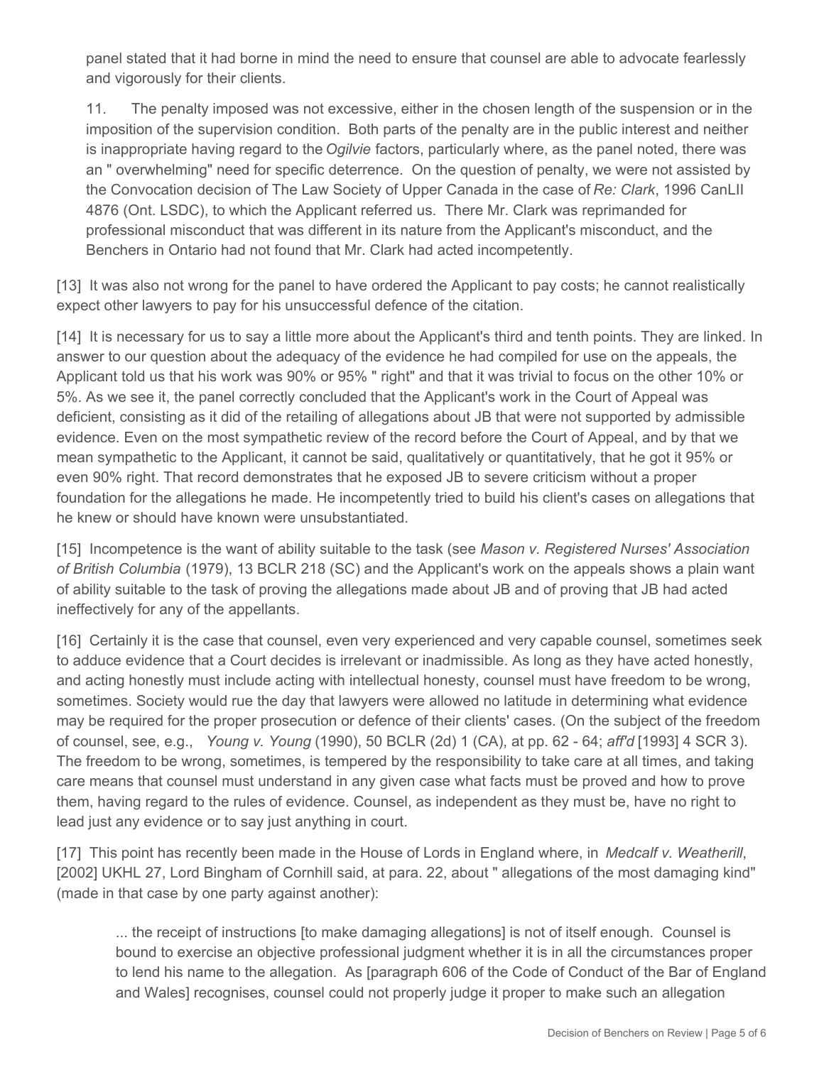panel stated that it had borne in mind the need to ensure that counsel are able to advocate fearlessly and vigorously for their clients.

11. The penalty imposed was not excessive, either in the chosen length of the suspension or in the imposition of the supervision condition. Both parts of the penalty are in the public interest and neither is inappropriate having regard to the *Ogilvie* factors, particularly where, as the panel noted, there was an " overwhelming" need for specific deterrence. On the question of penalty, we were not assisted by the Convocation decision of The Law Society of Upper Canada in the case of *Re: Clark*, 1996 CanLII 4876 (Ont. LSDC), to which the Applicant referred us. There Mr. Clark was reprimanded for professional misconduct that was different in its nature from the Applicant's misconduct, and the Benchers in Ontario had not found that Mr. Clark had acted incompetently.

[13] It was also not wrong for the panel to have ordered the Applicant to pay costs; he cannot realistically expect other lawyers to pay for his unsuccessful defence of the citation.

[14] It is necessary for us to say a little more about the Applicant's third and tenth points. They are linked. In answer to our question about the adequacy of the evidence he had compiled for use on the appeals, the Applicant told us that his work was 90% or 95% " right" and that it was trivial to focus on the other 10% or 5%. As we see it, the panel correctly concluded that the Applicant's work in the Court of Appeal was deficient, consisting as it did of the retailing of allegations about JB that were not supported by admissible evidence. Even on the most sympathetic review of the record before the Court of Appeal, and by that we mean sympathetic to the Applicant, it cannot be said, qualitatively or quantitatively, that he got it 95% or even 90% right. That record demonstrates that he exposed JB to severe criticism without a proper foundation for the allegations he made. He incompetently tried to build his client's cases on allegations that he knew or should have known were unsubstantiated.

[15] Incompetence is the want of ability suitable to the task (see *Mason v. Registered Nurses' Association of British Columbia* (1979), 13 BCLR 218 (SC) and the Applicant's work on the appeals shows a plain want of ability suitable to the task of proving the allegations made about JB and of proving that JB had acted ineffectively for any of the appellants.

[16] Certainly it is the case that counsel, even very experienced and very capable counsel, sometimes seek to adduce evidence that a Court decides is irrelevant or inadmissible. As long as they have acted honestly, and acting honestly must include acting with intellectual honesty, counsel must have freedom to be wrong, sometimes. Society would rue the day that lawyers were allowed no latitude in determining what evidence may be required for the proper prosecution or defence of their clients' cases. (On the subject of the freedom of counsel, see, e.g., *Young v. Young* (1990), 50 BCLR (2d) 1 (CA), at pp. 62 - 64; *aff'd* [1993] 4 SCR 3). The freedom to be wrong, sometimes, is tempered by the responsibility to take care at all times, and taking care means that counsel must understand in any given case what facts must be proved and how to prove them, having regard to the rules of evidence. Counsel, as independent as they must be, have no right to lead just any evidence or to say just anything in court.

[17] This point has recently been made in the House of Lords in England where, in *Medcalf v. Weatherill*, [2002] UKHL 27, Lord Bingham of Cornhill said, at para. 22, about " allegations of the most damaging kind" (made in that case by one party against another):

> ... the receipt of instructions [to make damaging allegations] is not of itself enough. Counsel is bound to exercise an objective professional judgment whether it is in all the circumstances proper to lend his name to the allegation. As [paragraph 606 of the Code of Conduct of the Bar of England and Wales] recognises, counsel could not properly judge it proper to make such an allegation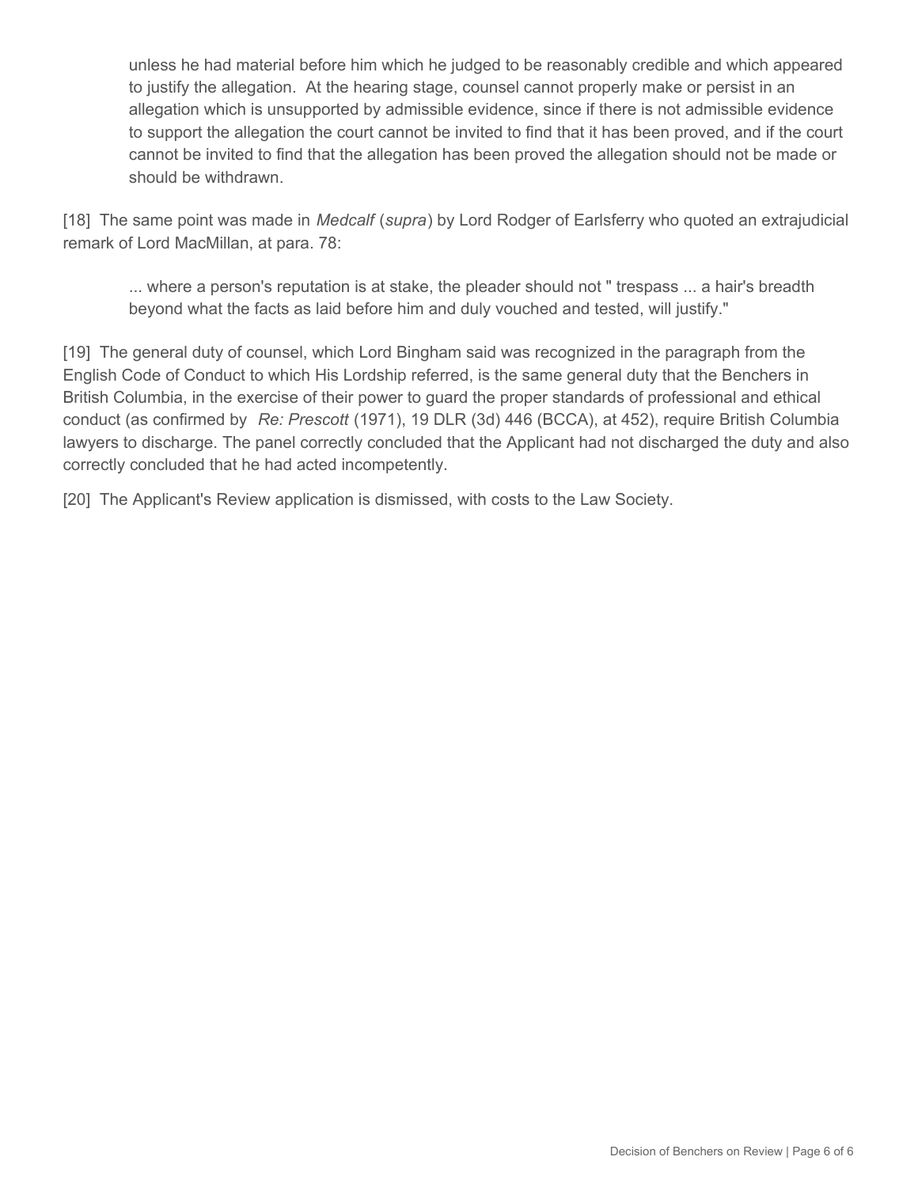> unless he had material before him which he judged to be reasonably credible and which appeared to justify the allegation. At the hearing stage, counsel cannot properly make or persist in an allegation which is unsupported by admissible evidence, since if there is not admissible evidence to support the allegation the court cannot be invited to find that it has been proved, and if the court cannot be invited to find that the allegation has been proved the allegation should not be made or should be withdrawn.

[18] The same point was made in *Medcalf* (*supra*) by Lord Rodger of Earlsferry who quoted an extrajudicial remark of Lord MacMillan, at para. 78:

> ... where a person's reputation is at stake, the pleader should not " trespass ... a hair's breadth beyond what the facts as laid before him and duly vouched and tested, will justify."

[19] The general duty of counsel, which Lord Bingham said was recognized in the paragraph from the English Code of Conduct to which His Lordship referred, is the same general duty that the Benchers in British Columbia, in the exercise of their power to guard the proper standards of professional and ethical conduct (as confirmed by *Re: Prescott* (1971), 19 DLR (3d) 446 (BCCA), at 452), require British Columbia lawyers to discharge. The panel correctly concluded that the Applicant had not discharged the duty and also correctly concluded that he had acted incompetently.

[20] The Applicant's Review application is dismissed, with costs to the Law Society.